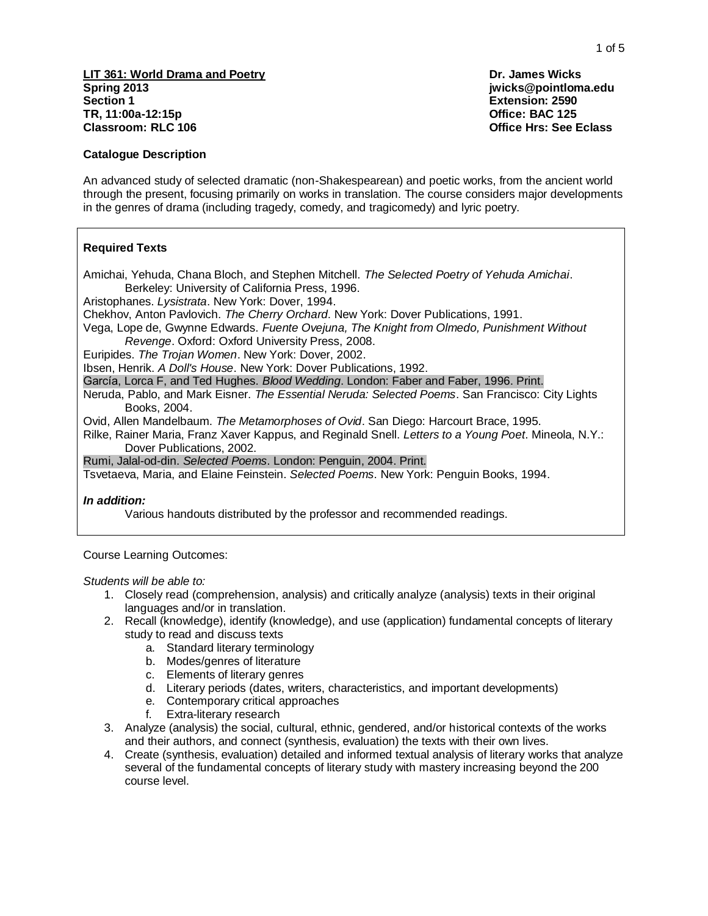**LIT 361: World Drama and Poetry**
**Spring 2013**
**Section 1**
**TR, 11:00a-12:15p**
**Classroom: RLC 106**

**Dr. James Wicks**
**jwicks@pointloma.edu**
**Extension: 2590**
**Office: BAC 125**
**Office Hrs: See Eclass**

### Catalogue Description

An advanced study of selected dramatic (non-Shakespearean) and poetic works, from the ancient world through the present, focusing primarily on works in translation. The course considers major developments in the genres of drama (including tragedy, comedy, and tragicomedy) and lyric poetry.

### Required Texts

Amichai, Yehuda, Chana Bloch, and Stephen Mitchell. *The Selected Poetry of Yehuda Amichai*. Berkeley: University of California Press, 1996.

Aristophanes. *Lysistrata*. New York: Dover, 1994.

Chekhov, Anton Pavlovich. *The Cherry Orchard*. New York: Dover Publications, 1991.

Vega, Lope de, Gwynne Edwards. *Fuente Ovejuna, The Knight from Olmedo, Punishment Without Revenge*. Oxford: Oxford University Press, 2008.

Euripides. *The Trojan Women*. New York: Dover, 2002.

Ibsen, Henrik. *A Doll's House*. New York: Dover Publications, 1992.

García, Lorca F, and Ted Hughes. *Blood Wedding*. London: Faber and Faber, 1996. Print.

Neruda, Pablo, and Mark Eisner. *The Essential Neruda: Selected Poems*. San Francisco: City Lights Books, 2004.

Ovid, Allen Mandelbaum. *The Metamorphoses of Ovid*. San Diego: Harcourt Brace, 1995.

Rilke, Rainer Maria, Franz Xaver Kappus, and Reginald Snell. *Letters to a Young Poet*. Mineola, N.Y.: Dover Publications, 2002.

Rumi, Jalal-od-din. *Selected Poems*. London: Penguin, 2004. Print.

Tsvetaeva, Maria, and Elaine Feinstein. *Selected Poems*. New York: Penguin Books, 1994.

***In addition:***

Various handouts distributed by the professor and recommended readings.

Course Learning Outcomes:

*Students will be able to:*

1. Closely read (comprehension, analysis) and critically analyze (analysis) texts in their original languages and/or in translation.
2. Recall (knowledge), identify (knowledge), and use (application) fundamental concepts of literary study to read and discuss texts
   a. Standard literary terminology
   b. Modes/genres of literature
   c. Elements of literary genres
   d. Literary periods (dates, writers, characteristics, and important developments)
   e. Contemporary critical approaches
   f. Extra-literary research
3. Analyze (analysis) the social, cultural, ethnic, gendered, and/or historical contexts of the works and their authors, and connect (synthesis, evaluation) the texts with their own lives.
4. Create (synthesis, evaluation) detailed and informed textual analysis of literary works that analyze several of the fundamental concepts of literary study with mastery increasing beyond the 200 course level.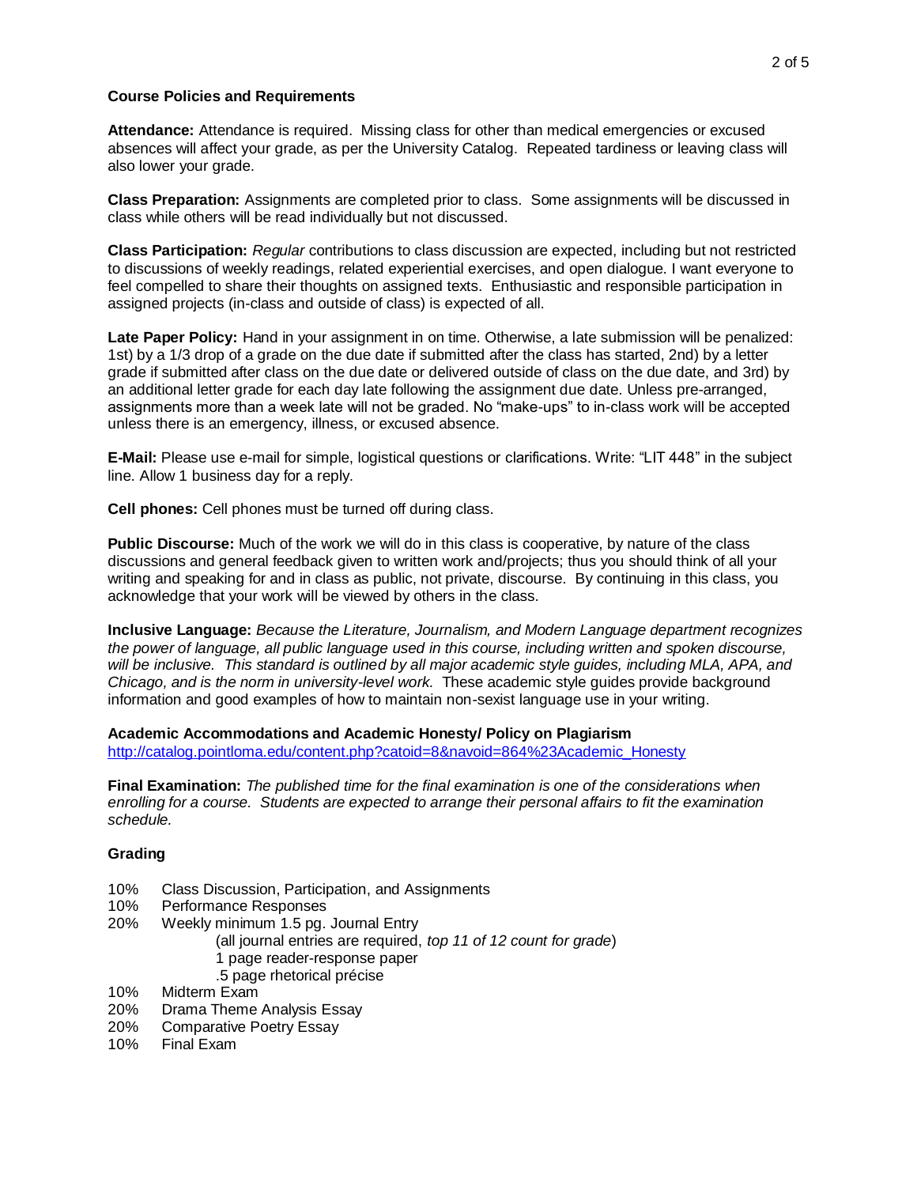**Course Policies and Requirements**

**Attendance:** Attendance is required. Missing class for other than medical emergencies or excused absences will affect your grade, as per the University Catalog. Repeated tardiness or leaving class will also lower your grade.

**Class Preparation:** Assignments are completed prior to class. Some assignments will be discussed in class while others will be read individually but not discussed.

**Class Participation:** *Regular* contributions to class discussion are expected, including but not restricted to discussions of weekly readings, related experiential exercises, and open dialogue. I want everyone to feel compelled to share their thoughts on assigned texts. Enthusiastic and responsible participation in assigned projects (in-class and outside of class) is expected of all.

**Late Paper Policy:** Hand in your assignment in on time. Otherwise, a late submission will be penalized: 1st) by a 1/3 drop of a grade on the due date if submitted after the class has started, 2nd) by a letter grade if submitted after class on the due date or delivered outside of class on the due date, and 3rd) by an additional letter grade for each day late following the assignment due date. Unless pre-arranged, assignments more than a week late will not be graded. No "make-ups" to in-class work will be accepted unless there is an emergency, illness, or excused absence.

**E-Mail:** Please use e-mail for simple, logistical questions or clarifications. Write: "LIT 448" in the subject line. Allow 1 business day for a reply.

**Cell phones:** Cell phones must be turned off during class.

**Public Discourse:** Much of the work we will do in this class is cooperative, by nature of the class discussions and general feedback given to written work and/projects; thus you should think of all your writing and speaking for and in class as public, not private, discourse. By continuing in this class, you acknowledge that your work will be viewed by others in the class.

**Inclusive Language:** *Because the Literature, Journalism, and Modern Language department recognizes the power of language, all public language used in this course, including written and spoken discourse, will be inclusive. This standard is outlined by all major academic style guides, including MLA, APA, and Chicago, and is the norm in university-level work.* These academic style guides provide background information and good examples of how to maintain non-sexist language use in your writing.

**Academic Accommodations and Academic Honesty/ Policy on Plagiarism**
http://catalog.pointloma.edu/content.php?catoid=8&navoid=864%23Academic_Honesty

**Final Examination:** *The published time for the final examination is one of the considerations when enrolling for a course. Students are expected to arrange their personal affairs to fit the examination schedule.*

**Grading**

- 10% Class Discussion, Participation, and Assignments
- 10% Performance Responses
- 20% Weekly minimum 1.5 pg. Journal Entry
  - (all journal entries are required, *top 11 of 12 count for grade*)
  - 1 page reader-response paper
  - .5 page rhetorical précise
- 10% Midterm Exam
- 20% Drama Theme Analysis Essay
- 20% Comparative Poetry Essay
- 10% Final Exam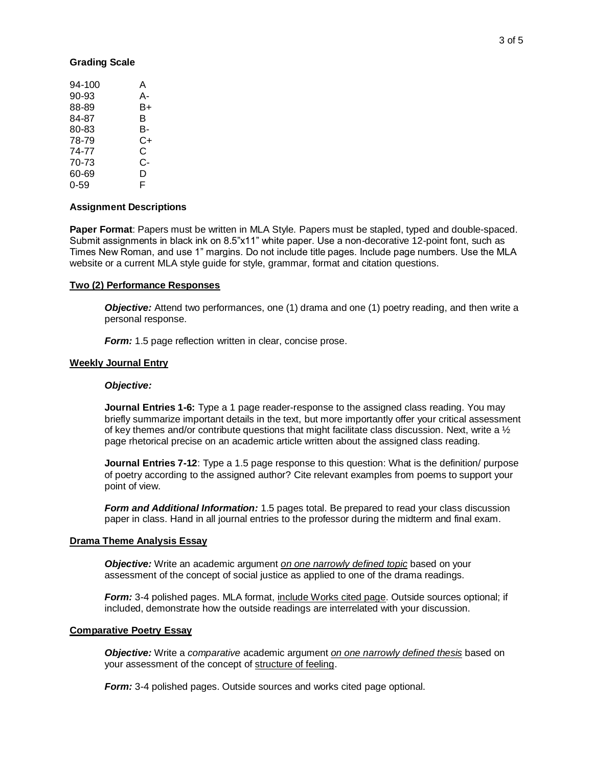### Grading Scale

| | |
|---|---|
| 94-100 | A |
| 90-93 | A- |
| 88-89 | B+ |
| 84-87 | B |
| 80-83 | B- |
| 78-79 | C+ |
| 74-77 | C |
| 70-73 | C- |
| 60-69 | D |
| 0-59 | F |

### Assignment Descriptions

**Paper Format**: Papers must be written in MLA Style. Papers must be stapled, typed and double-spaced. Submit assignments in black ink on 8.5"x11" white paper. Use a non-decorative 12-point font, such as Times New Roman, and use 1" margins. Do not include title pages. Include page numbers. Use the MLA website or a current MLA style guide for style, grammar, format and citation questions.

#### <u>Two (2) Performance Responses</u>

> ***Objective:*** Attend two performances, one (1) drama and one (1) poetry reading, and then write a personal response.
>
> ***Form:*** 1.5 page reflection written in clear, concise prose.

#### <u>Weekly Journal Entry</u>

> ***Objective:***
>
> **Journal Entries 1-6:** Type a 1 page reader-response to the assigned class reading. You may briefly summarize important details in the text, but more importantly offer your critical assessment of key themes and/or contribute questions that might facilitate class discussion. Next, write a ½ page rhetorical precise on an academic article written about the assigned class reading.
>
> **Journal Entries 7-12**: Type a 1.5 page response to this question: What is the definition/ purpose of poetry according to the assigned author? Cite relevant examples from poems to support your point of view.
>
> ***Form and Additional Information:*** 1.5 pages total. Be prepared to read your class discussion paper in class. Hand in all journal entries to the professor during the midterm and final exam.

#### <u>Drama Theme Analysis Essay</u>

> ***Objective:*** Write an academic argument <u>*on one narrowly defined topic*</u> based on your assessment of the concept of social justice as applied to one of the drama readings.
>
> ***Form:*** 3-4 polished pages. MLA format, <u>include Works cited page</u>. Outside sources optional; if included, demonstrate how the outside readings are interrelated with your discussion.

#### <u>Comparative Poetry Essay</u>

> ***Objective:*** Write a *comparative* academic argument <u>*on one narrowly defined thesis*</u> based on your assessment of the concept of <u>structure of feeling</u>.
>
> ***Form:*** 3-4 polished pages. Outside sources and works cited page optional.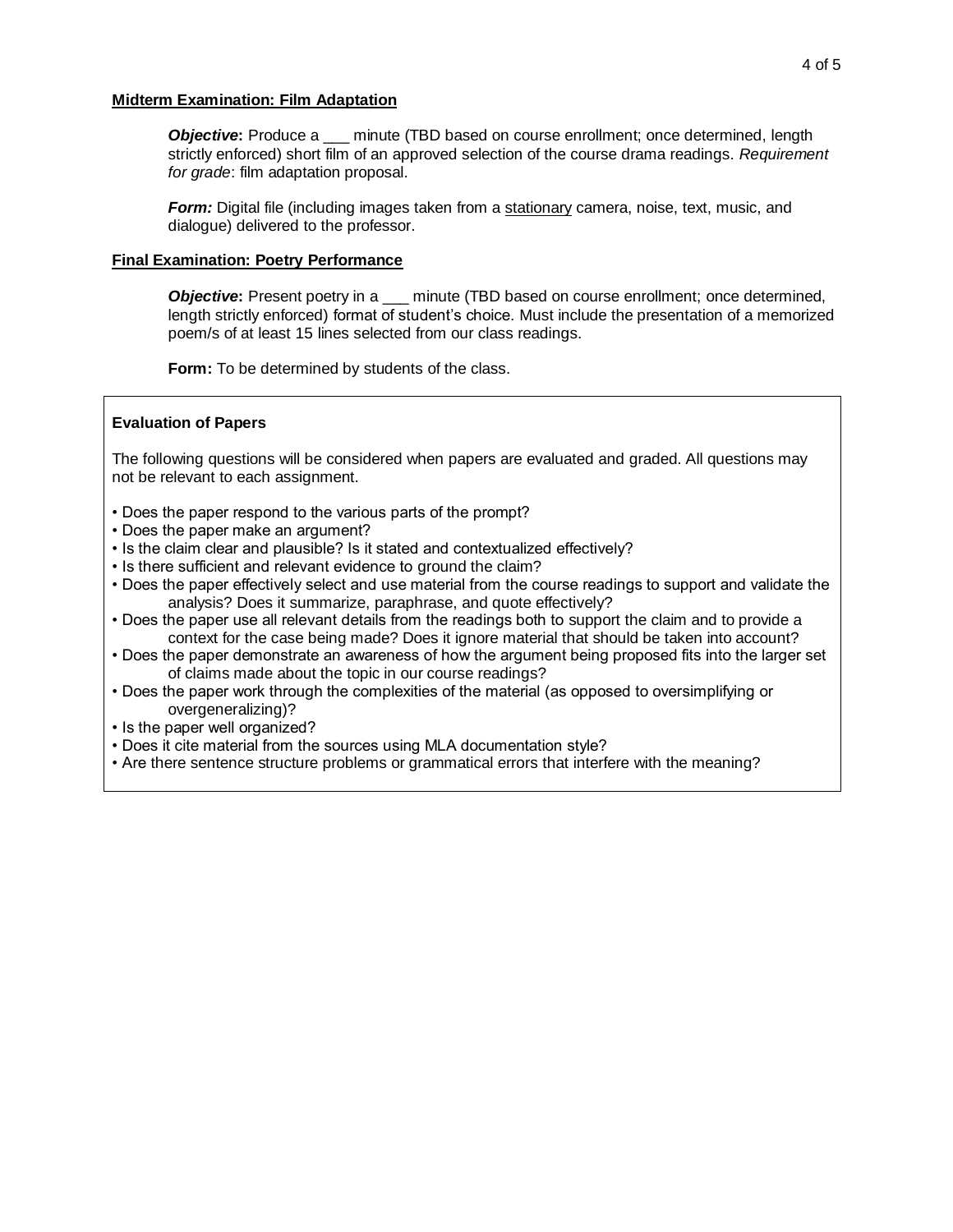**Midterm Examination: Film Adaptation**

***Objective*:** Produce a ___ minute (TBD based on course enrollment; once determined, length strictly enforced) short film of an approved selection of the course drama readings. *Requirement for grade*: film adaptation proposal.

***Form:*** Digital file (including images taken from a stationary camera, noise, text, music, and dialogue) delivered to the professor.

**Final Examination: Poetry Performance**

***Objective*:** Present poetry in a ___ minute (TBD based on course enrollment; once determined, length strictly enforced) format of student's choice. Must include the presentation of a memorized poem/s of at least 15 lines selected from our class readings.

**Form:** To be determined by students of the class.

**Evaluation of Papers**

The following questions will be considered when papers are evaluated and graded. All questions may not be relevant to each assignment.

- Does the paper respond to the various parts of the prompt?
- Does the paper make an argument?
- Is the claim clear and plausible? Is it stated and contextualized effectively?
- Is there sufficient and relevant evidence to ground the claim?
- Does the paper effectively select and use material from the course readings to support and validate the analysis? Does it summarize, paraphrase, and quote effectively?
- Does the paper use all relevant details from the readings both to support the claim and to provide a context for the case being made? Does it ignore material that should be taken into account?
- Does the paper demonstrate an awareness of how the argument being proposed fits into the larger set of claims made about the topic in our course readings?
- Does the paper work through the complexities of the material (as opposed to oversimplifying or overgeneralizing)?
- Is the paper well organized?
- Does it cite material from the sources using MLA documentation style?
- Are there sentence structure problems or grammatical errors that interfere with the meaning?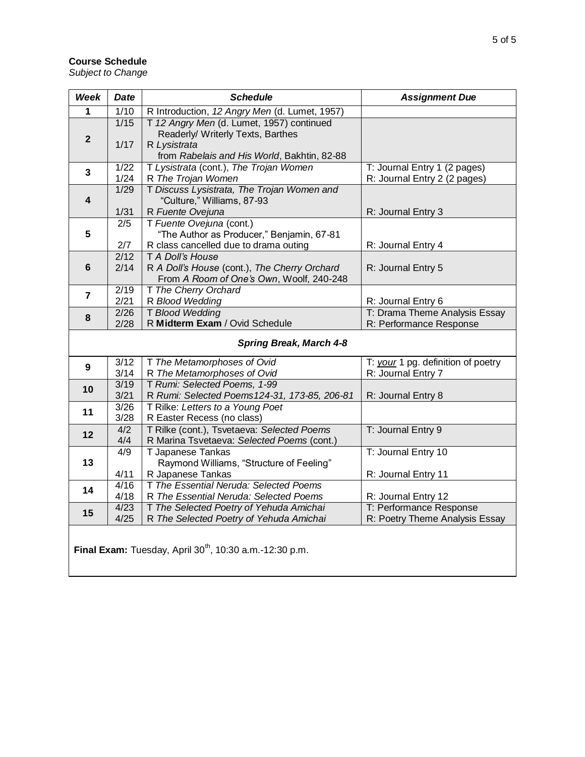**Course Schedule**

*Subject to Change*

| ***Week*** | ***Date*** | ***Schedule*** | ***Assignment Due*** |
|---|---|---|---|
| **1** | 1/10 | R Introduction, *12 Angry Men* (d. Lumet, 1957) | |
| **2** | 1/15<br><br>1/17 | T *12 Angry Men* (d. Lumet, 1957) continued<br>Readerly/ Writerly Texts, Barthes<br>R *Lysistrata*<br>from *Rabelais and His World*, Bakhtin, 82-88 | |
| **3** | 1/22<br>1/24 | T *Lysistrata* (cont.), *The Trojan Women*<br>R *The Trojan Women* | T: Journal Entry 1 (2 pages)<br>R: Journal Entry 2 (2 pages) |
| **4** | 1/29<br><br>1/31 | T *Discuss Lysistrata, The Trojan Women and*<br>"Culture," Williams, 87-93<br>R *Fuente Ovejuna* | <br><br>R: Journal Entry 3 |
| **5** | 2/5<br><br>2/7 | T *Fuente Ovejuna* (cont.)<br>"The Author as Producer," Benjamin, 67-81<br>R class cancelled due to drama outing | <br><br>R: Journal Entry 4 |
| **6** | 2/12<br>2/14 | T *A Doll's House*<br>R *A Doll's House* (cont.), *The Cherry Orchard*<br>From *A Room of One's Own*, Woolf, 240-248 | <br>R: Journal Entry 5 |
| **7** | 2/19<br>2/21 | T *The Cherry Orchard*<br>R *Blood Wedding* | <br>R: Journal Entry 6 |
| **8** | 2/26<br>2/28 | T *Blood Wedding*<br>R **Midterm Exam** / Ovid Schedule | T: Drama Theme Analysis Essay<br>R: Performance Response |
| | | ***Spring Break, March 4-8*** | |
| **9** | 3/12<br>3/14 | T *The Metamorphoses of Ovid*<br>R *The Metamorphoses of Ovid* | T: *your* 1 pg. definition of poetry<br>R: Journal Entry 7 |
| **10** | 3/19<br>3/21 | T *Rumi: Selected Poems, 1-99*<br>R *Rumi: Selected Poems124-31, 173-85, 206-81* | <br>R: Journal Entry 8 |
| **11** | 3/26<br>3/28 | T Rilke: *Letters to a Young Poet*<br>R Easter Recess (no class) | |
| **12** | 4/2<br>4/4 | T Rilke (cont.), Tsvetaeva: *Selected Poems*<br>R Marina Tsvetaeva: *Selected Poems* (cont.) | T: Journal Entry 9 |
| **13** | 4/9<br><br>4/11 | T Japanese Tankas<br>Raymond Williams, "Structure of Feeling"<br>R Japanese Tankas | T: Journal Entry 10<br><br>R: Journal Entry 11 |
| **14** | 4/16<br>4/18 | T *The Essential Neruda: Selected Poems*<br>R *The Essential Neruda: Selected Poems* | <br>R: Journal Entry 12 |
| **15** | 4/23<br>4/25 | T *The Selected Poetry of Yehuda Amichai*<br>R *The Selected Poetry of Yehuda Amichai* | T: Performance Response<br>R: Poetry Theme Analysis Essay |

**Final Exam:** Tuesday, April 30th, 10:30 a.m.-12:30 p.m.